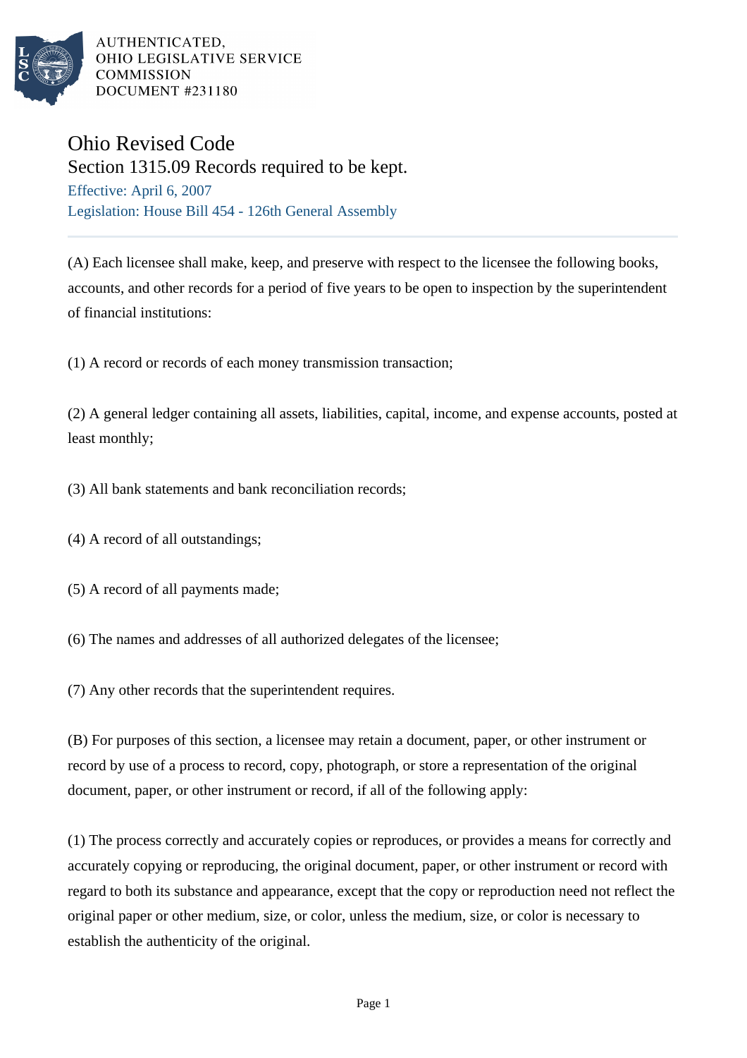AUTHENTICATED,
OHIO LEGISLATIVE SERVICE
COMMISSION
DOCUMENT #231180

# Ohio Revised Code

## Section 1315.09 Records required to be kept.

Effective: April 6, 2007

Legislation: House Bill 454 - 126th General Assembly

(A) Each licensee shall make, keep, and preserve with respect to the licensee the following books, accounts, and other records for a period of five years to be open to inspection by the superintendent of financial institutions:

(1) A record or records of each money transmission transaction;

(2) A general ledger containing all assets, liabilities, capital, income, and expense accounts, posted at least monthly;

(3) All bank statements and bank reconciliation records;

(4) A record of all outstandings;

(5) A record of all payments made;

(6) The names and addresses of all authorized delegates of the licensee;

(7) Any other records that the superintendent requires.

(B) For purposes of this section, a licensee may retain a document, paper, or other instrument or record by use of a process to record, copy, photograph, or store a representation of the original document, paper, or other instrument or record, if all of the following apply:

(1) The process correctly and accurately copies or reproduces, or provides a means for correctly and accurately copying or reproducing, the original document, paper, or other instrument or record with regard to both its substance and appearance, except that the copy or reproduction need not reflect the original paper or other medium, size, or color, unless the medium, size, or color is necessary to establish the authenticity of the original.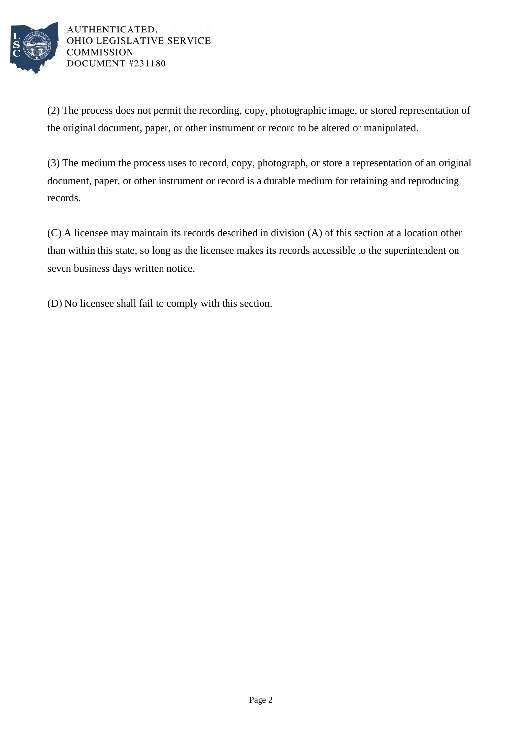(2) The process does not permit the recording, copy, photographic image, or stored representation of the original document, paper, or other instrument or record to be altered or manipulated.

(3) The medium the process uses to record, copy, photograph, or store a representation of an original document, paper, or other instrument or record is a durable medium for retaining and reproducing records.

(C) A licensee may maintain its records described in division (A) of this section at a location other than within this state, so long as the licensee makes its records accessible to the superintendent on seven business days written notice.

(D) No licensee shall fail to comply with this section.